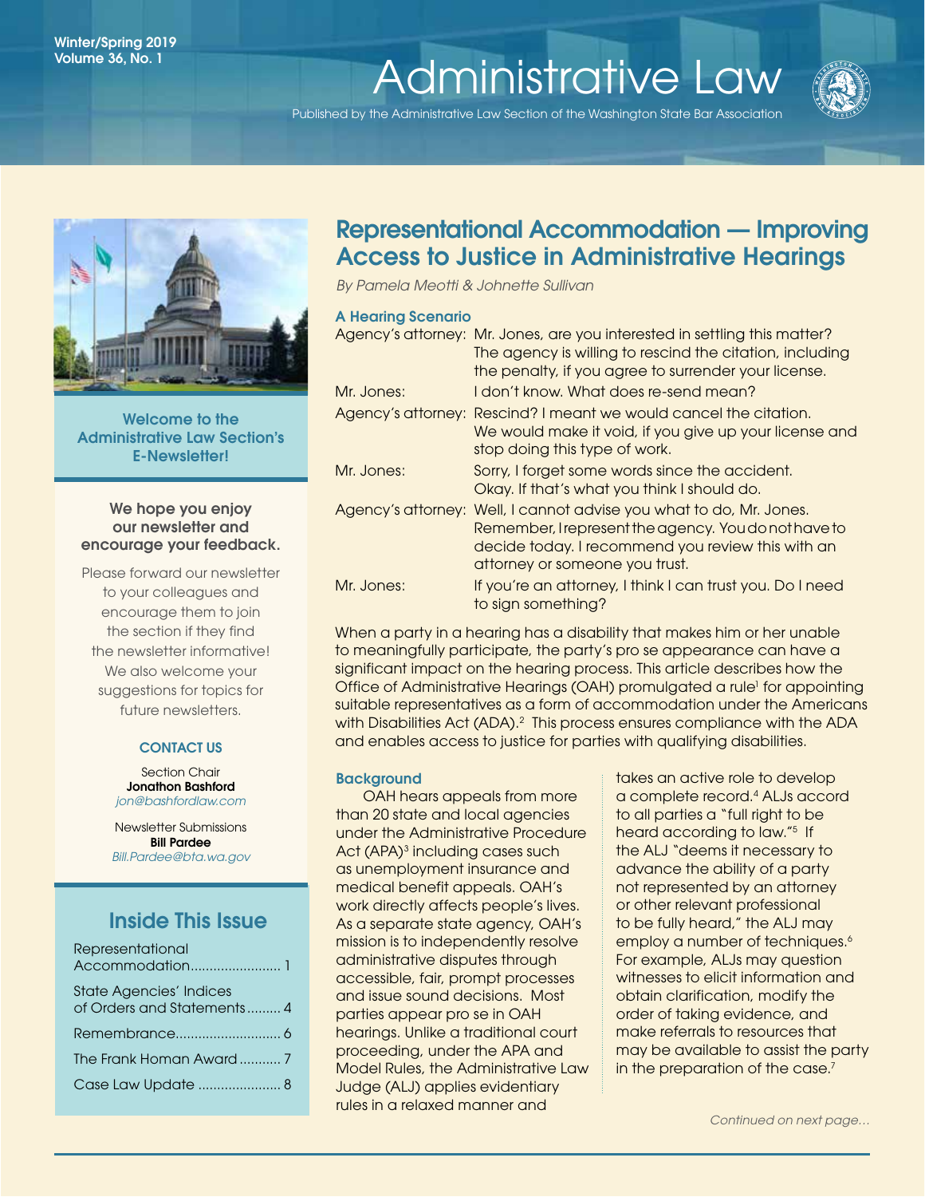Winter/Spring 2019
Volume 36, No. 1

# Administrative Law

Published by the Administrative Law Section of the Washington State Bar Association

**Welcome to the Administrative Law Section's E-Newsletter!**

**We hope you enjoy our newsletter and encourage your feedback.**

Please forward our newsletter to your colleagues and encourage them to join the section if they find the newsletter informative! We also welcome your suggestions for topics for future newsletters.

**CONTACT US**

Section Chair
**Jonathon Bashford**
*jon@bashfordlaw.com*

Newsletter Submissions
**Bill Pardee**
*Bill.Pardee@bta.wa.gov*

## Inside This Issue

| | |
|---|---|
| Representational Accommodation | 1 |
| State Agencies' Indices of Orders and Statements | 4 |
| Remembrance | 6 |
| The Frank Homan Award | 7 |
| Case Law Update | 8 |

## Representational Accommodation — Improving Access to Justice in Administrative Hearings

*By Pamela Meotti & Johnette Sullivan*

### A Hearing Scenario

| | |
|---|---|
| Agency's attorney: | Mr. Jones, are you interested in settling this matter? The agency is willing to rescind the citation, including the penalty, if you agree to surrender your license. |
| Mr. Jones: | I don't know. What does re-send mean? |
| Agency's attorney: | Rescind? I meant we would cancel the citation. We would make it void, if you give up your license and stop doing this type of work. |
| Mr. Jones: | Sorry, I forget some words since the accident. Okay. If that's what you think I should do. |
| Agency's attorney: | Well, I cannot advise you what to do, Mr. Jones. Remember, I represent the agency. You do not have to decide today. I recommend you review this with an attorney or someone you trust. |
| Mr. Jones: | If you're an attorney, I think I can trust you. Do I need to sign something? |

When a party in a hearing has a disability that makes him or her unable to meaningfully participate, the party's pro se appearance can have a significant impact on the hearing process. This article describes how the Office of Administrative Hearings (OAH) promulgated a rule[1] for appointing suitable representatives as a form of accommodation under the Americans with Disabilities Act (ADA).[2] This process ensures compliance with the ADA and enables access to justice for parties with qualifying disabilities.

### Background

OAH hears appeals from more than 20 state and local agencies under the Administrative Procedure Act (APA)[3] including cases such as unemployment insurance and medical benefit appeals. OAH's work directly affects people's lives. As a separate state agency, OAH's mission is to independently resolve administrative disputes through accessible, fair, prompt processes and issue sound decisions. Most parties appear pro se in OAH hearings. Unlike a traditional court proceeding, under the APA and Model Rules, the Administrative Law Judge (ALJ) applies evidentiary rules in a relaxed manner and takes an active role to develop a complete record.[4] ALJs accord to all parties a "full right to be heard according to law."[5] If the ALJ "deems it necessary to advance the ability of a party not represented by an attorney or other relevant professional to be fully heard," the ALJ may employ a number of techniques.[6] For example, ALJs may question witnesses to elicit information and obtain clarification, modify the order of taking evidence, and make referrals to resources that may be available to assist the party in the preparation of the case.[7]

*Continued on next page…*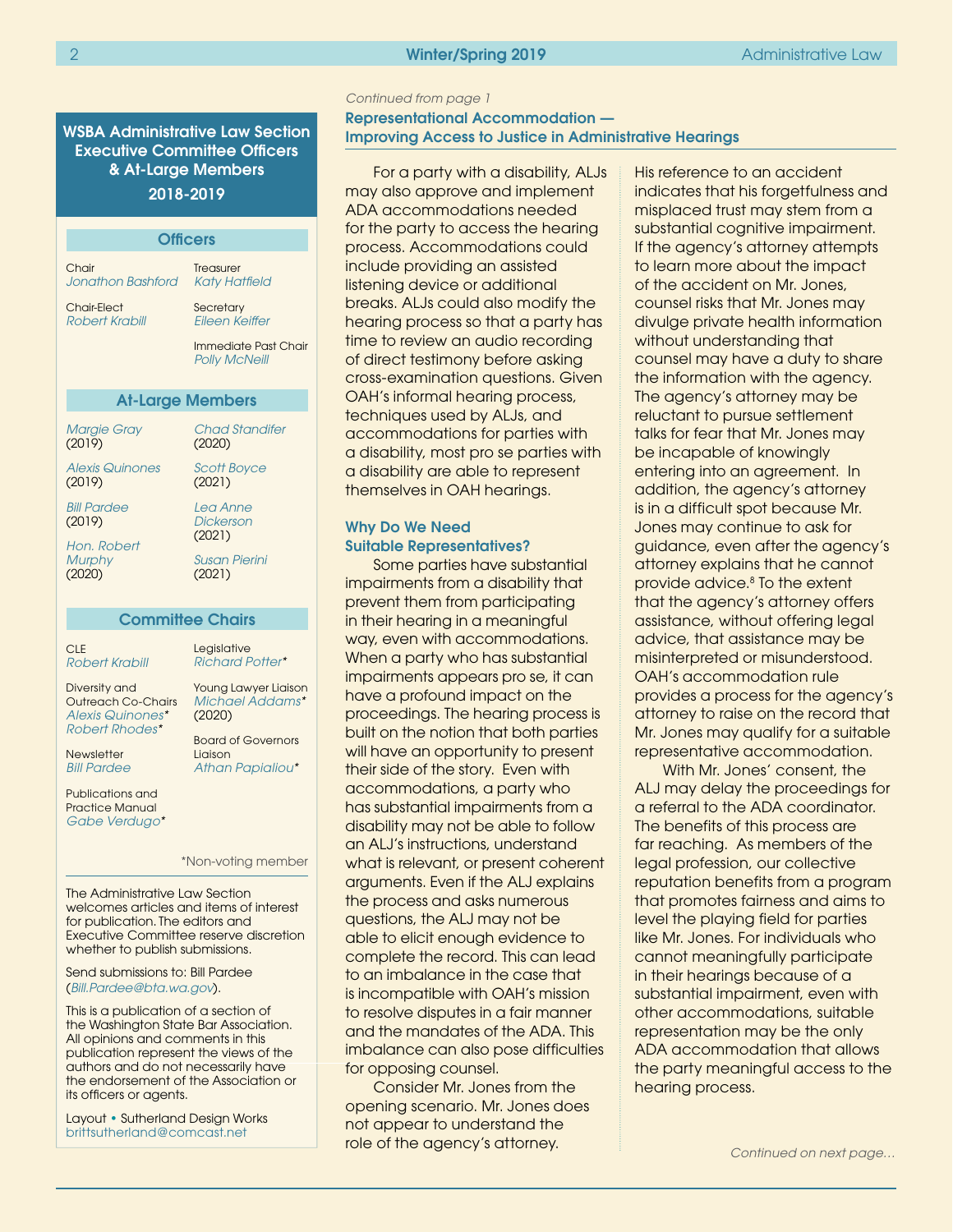*Continued from page 1*

## Representational Accommodation — Improving Access to Justice in Administrative Hearings

For a party with a disability, ALJs may also approve and implement ADA accommodations needed for the party to access the hearing process. Accommodations could include providing an assisted listening device or additional breaks. ALJs could also modify the hearing process so that a party has time to review an audio recording of direct testimony before asking cross-examination questions. Given OAH's informal hearing process, techniques used by ALJs, and accommodations for parties with a disability, most pro se parties with a disability are able to represent themselves in OAH hearings.

### Why Do We Need Suitable Representatives?

Some parties have substantial impairments from a disability that prevent them from participating in their hearing in a meaningful way, even with accommodations. When a party who has substantial impairments appears pro se, it can have a profound impact on the proceedings. The hearing process is built on the notion that both parties will have an opportunity to present their side of the story. Even with accommodations, a party who has substantial impairments from a disability may not be able to follow an ALJ's instructions, understand what is relevant, or present coherent arguments. Even if the ALJ explains the process and asks numerous questions, the ALJ may not be able to elicit enough evidence to complete the record. This can lead to an imbalance in the case that is incompatible with OAH's mission to resolve disputes in a fair manner and the mandates of the ADA. This imbalance can also pose difficulties for opposing counsel.

Consider Mr. Jones from the opening scenario. Mr. Jones does not appear to understand the role of the agency's attorney. His reference to an accident indicates that his forgetfulness and misplaced trust may stem from a substantial cognitive impairment. If the agency's attorney attempts to learn more about the impact of the accident on Mr. Jones, counsel risks that Mr. Jones may divulge private health information without understanding that counsel may have a duty to share the information with the agency. The agency's attorney may be reluctant to pursue settlement talks for fear that Mr. Jones may be incapable of knowingly entering into an agreement. In addition, the agency's attorney is in a difficult spot because Mr. Jones may continue to ask for guidance, even after the agency's attorney explains that he cannot provide advice.[8] To the extent that the agency's attorney offers assistance, without offering legal advice, that assistance may be misinterpreted or misunderstood. OAH's accommodation rule provides a process for the agency's attorney to raise on the record that Mr. Jones may qualify for a suitable representative accommodation.

With Mr. Jones' consent, the ALJ may delay the proceedings for a referral to the ADA coordinator. The benefits of this process are far reaching. As members of the legal profession, our collective reputation benefits from a program that promotes fairness and aims to level the playing field for parties like Mr. Jones. For individuals who cannot meaningfully participate in their hearings because of a substantial impairment, even with other accommodations, suitable representation may be the only ADA accommodation that allows the party meaningful access to the hearing process.

*Continued on next page...*

---

## WSBA Administrative Law Section Executive Committee Officers & At-Large Members 2018-2019

### Officers

Chair
*Jonathon Bashford*

Chair-Elect
*Robert Krabill*

Treasurer
*Katy Hatfield*

Secretary
*Eileen Keiffer*

Immediate Past Chair
*Polly McNeill*

### At-Large Members

*Margie Gray* (2019)

*Alexis Quinones* (2019)

*Bill Pardee* (2019)

*Hon. Robert Murphy* (2020)

*Chad Standifer* (2020)

*Scott Boyce* (2021)

*Lea Anne Dickerson* (2021)

*Susan Pierini* (2021)

### Committee Chairs

CLE
*Robert Krabill*

Diversity and Outreach Co-Chairs
*Alexis Quinones**
*Robert Rhodes**

Newsletter
*Bill Pardee*

Publications and Practice Manual
*Gabe Verdugo**

Legislative
*Richard Potter**

Young Lawyer Liaison
*Michael Addams** (2020)

Board of Governors Liaison
*Athan Papailiou**

*Non-voting member

The Administrative Law Section welcomes articles and items of interest for publication. The editors and Executive Committee reserve discretion whether to publish submissions.

Send submissions to: Bill Pardee (*Bill.Pardee@bta.wa.gov*).

This is a publication of a section of the Washington State Bar Association. All opinions and comments in this publication represent the views of the authors and do not necessarily have the endorsement of the Association or its officers or agents.

Layout • Sutherland Design Works
brittsutherland@comcast.net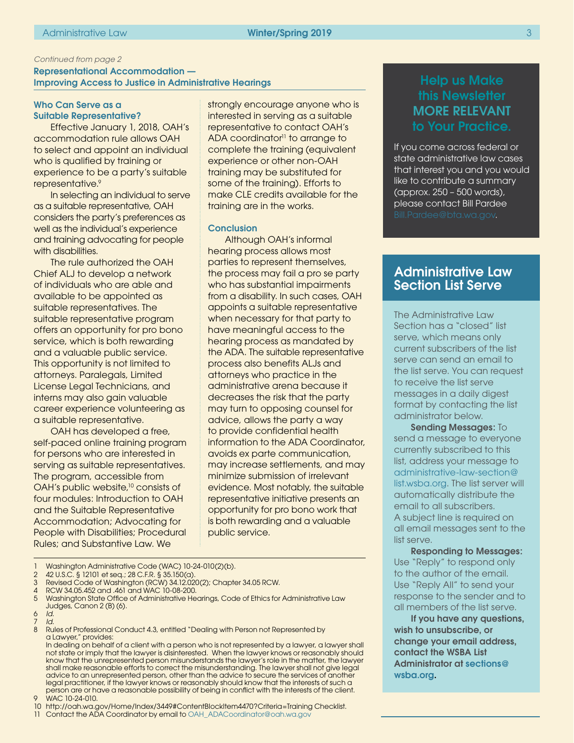*Continued from page 2*

## Representational Accommodation — Improving Access to Justice in Administrative Hearings

### Who Can Serve as a Suitable Representative?

Effective January 1, 2018, OAH's accommodation rule allows OAH to select and appoint an individual who is qualified by training or experience to be a party's suitable representative.[9]

In selecting an individual to serve as a suitable representative, OAH considers the party's preferences as well as the individual's experience and training advocating for people with disabilities.

The rule authorized the OAH Chief ALJ to develop a network of individuals who are able and available to be appointed as suitable representatives. The suitable representative program offers an opportunity for pro bono service, which is both rewarding and a valuable public service. This opportunity is not limited to attorneys. Paralegals, Limited License Legal Technicians, and interns may also gain valuable career experience volunteering as a suitable representative.

OAH has developed a free, self-paced online training program for persons who are interested in serving as suitable representatives. The program, accessible from OAH's public website,[10] consists of four modules: Introduction to OAH and the Suitable Representative Accommodation; Advocating for People with Disabilities; Procedural Rules; and Substantive Law. We strongly encourage anyone who is interested in serving as a suitable representative to contact OAH's ADA coordinator[11] to arrange to complete the training (equivalent experience or other non-OAH training may be substituted for some of the training). Efforts to make CLE credits available for the training are in the works.

### Conclusion

Although OAH's informal hearing process allows most parties to represent themselves, the process may fail a pro se party who has substantial impairments from a disability. In such cases, OAH appoints a suitable representative when necessary for that party to have meaningful access to the hearing process as mandated by the ADA. The suitable representative process also benefits ALJs and attorneys who practice in the administrative arena because it decreases the risk that the party may turn to opposing counsel for advice, allows the party a way to provide confidential health information to the ADA Coordinator, avoids ex parte communication, may increase settlements, and may minimize submission of irrelevant evidence. Most notably, the suitable representative initiative presents an opportunity for pro bono work that is both rewarding and a valuable public service.

1 Washington Administrative Code (WAC) 10-24-010(2)(b).
2 42 U.S.C. § 12101 et seq.; 28 C.F.R. § 35.150(a).
3 Revised Code of Washington (RCW) 34.12.020(2); Chapter 34.05 RCW.
4 RCW 34.05.452 and .461 and WAC 10-08-200.
5 Washington State Office of Administrative Hearings, Code of Ethics for Administrative Law Judges, Canon 2 (B) (6).
6 *Id.*
7 *Id.*
8 Rules of Professional Conduct 4.3, entitled "Dealing with Person not Represented by a Lawyer," provides:
In dealing on behalf of a client with a person who is not represented by a lawyer, a lawyer shall not state or imply that the lawyer is disinterested. When the lawyer knows or reasonably should know that the unrepresented person misunderstands the lawyer's role in the matter, the lawyer shall make reasonable efforts to correct the misunderstanding. The lawyer shall not give legal advice to an unrepresented person, other than the advice to secure the services of another legal practitioner, if the lawyer knows or reasonably should know that the interests of such a person are or have a reasonable possibility of being in conflict with the interests of the client.
9 WAC 10-24-010.
10 http://oah.wa.gov/Home/Index/3449#ContentBlockItem4470?Criteria=Training Checklist.
11 Contact the ADA Coordinator by email to OAH_ADACoordinator@oah.wa.gov

## Help us Make this Newsletter MORE RELEVANT to Your Practice.

If you come across federal or state administrative law cases that interest you and you would like to contribute a summary (approx. 250 – 500 words), please contact Bill Pardee Bill.Pardee@bta.wa.gov.

## Administrative Law Section List Serve

The Administrative Law Section has a "closed" list serve, which means only current subscribers of the list serve can send an email to the list serve. You can request to receive the list serve messages in a daily digest format by contacting the list administrator below.

**Sending Messages:** To send a message to everyone currently subscribed to this list, address your message to administrative-law-section@list.wsba.org. The list server will automatically distribute the email to all subscribers. A subject line is required on all email messages sent to the list serve.

**Responding to Messages:** Use "Reply" to respond only to the author of the email. Use "Reply All" to send your response to the sender and to all members of the list serve.

**If you have any questions, wish to unsubscribe, or change your email address, contact the WSBA List Administrator at sections@wsba.org.**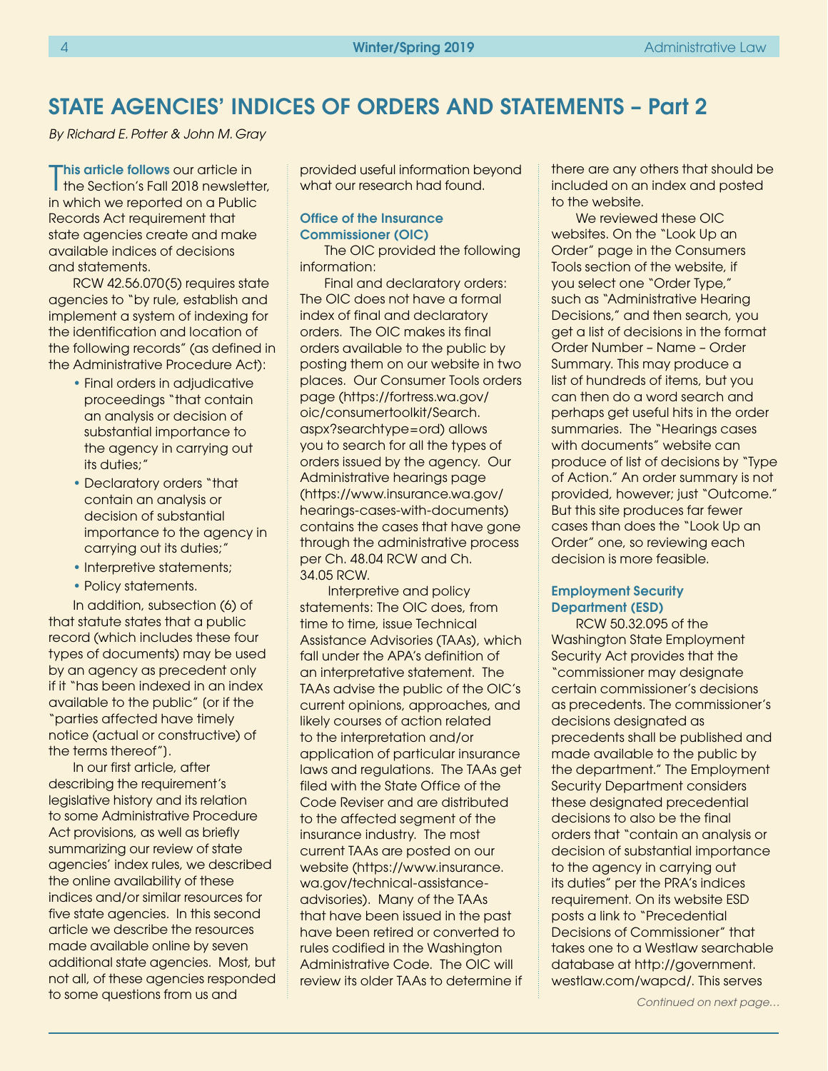# STATE AGENCIES' INDICES OF ORDERS AND STATEMENTS – Part 2

*By Richard E. Potter & John M. Gray*

**This article follows** our article in the Section's Fall 2018 newsletter, in which we reported on a Public Records Act requirement that state agencies create and make available indices of decisions and statements.

RCW 42.56.070(5) requires state agencies to "by rule, establish and implement a system of indexing for the identification and location of the following records" (as defined in the Administrative Procedure Act):

- Final orders in adjudicative proceedings "that contain an analysis or decision of substantial importance to the agency in carrying out its duties;"
- Declaratory orders "that contain an analysis or decision of substantial importance to the agency in carrying out its duties;"
- Interpretive statements;
- Policy statements.

In addition, subsection (6) of that statute states that a public record (which includes these four types of documents) may be used by an agency as precedent only if it "has been indexed in an index available to the public" (or if the "parties affected have timely notice (actual or constructive) of the terms thereof").

In our first article, after describing the requirement's legislative history and its relation to some Administrative Procedure Act provisions, as well as briefly summarizing our review of state agencies' index rules, we described the online availability of these indices and/or similar resources for five state agencies. In this second article we describe the resources made available online by seven additional state agencies. Most, but not all, of these agencies responded to some questions from us and provided useful information beyond what our research had found.

### Office of the Insurance Commissioner (OIC)

The OIC provided the following information:

Final and declaratory orders: The OIC does not have a formal index of final and declaratory orders. The OIC makes its final orders available to the public by posting them on our website in two places. Our Consumer Tools orders page (https://fortress.wa.gov/oic/consumertoolkit/Search.aspx?searchtype=ord) allows you to search for all the types of orders issued by the agency. Our Administrative hearings page (https://www.insurance.wa.gov/hearings-cases-with-documents) contains the cases that have gone through the administrative process per Ch. 48.04 RCW and Ch. 34.05 RCW.

Interpretive and policy statements: The OIC does, from time to time, issue Technical Assistance Advisories (TAAs), which fall under the APA's definition of an interpretative statement. The TAAs advise the public of the OIC's current opinions, approaches, and likely courses of action related to the interpretation and/or application of particular insurance laws and regulations. The TAAs get filed with the State Office of the Code Reviser and are distributed to the affected segment of the insurance industry. The most current TAAs are posted on our website (https://www.insurance.wa.gov/technical-assistance-advisories). Many of the TAAs that have been issued in the past have been retired or converted to rules codified in the Washington Administrative Code. The OIC will review its older TAAs to determine if there are any others that should be included on an index and posted to the website.

We reviewed these OIC websites. On the "Look Up an Order" page in the Consumers Tools section of the website, if you select one "Order Type," such as "Administrative Hearing Decisions," and then search, you get a list of decisions in the format Order Number – Name – Order Summary. This may produce a list of hundreds of items, but you can then do a word search and perhaps get useful hits in the order summaries. The "Hearings cases with documents" website can produce of list of decisions by "Type of Action." An order summary is not provided, however; just "Outcome." But this site produces far fewer cases than does the "Look Up an Order" one, so reviewing each decision is more feasible.

### Employment Security Department (ESD)

RCW 50.32.095 of the Washington State Employment Security Act provides that the "commissioner may designate certain commissioner's decisions as precedents. The commissioner's decisions designated as precedents shall be published and made available to the public by the department." The Employment Security Department considers these designated precedential decisions to also be the final orders that "contain an analysis or decision of substantial importance to the agency in carrying out its duties" per the PRA's indices requirement. On its website ESD posts a link to "Precedential Decisions of Commissioner" that takes one to a Westlaw searchable database at http://government.westlaw.com/wapcd/. This serves

*Continued on next page…*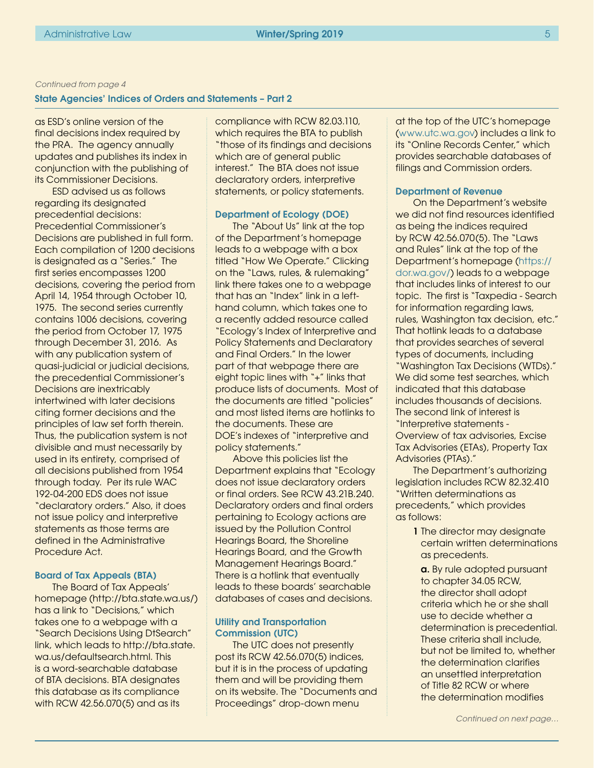*Continued from page 4*

## State Agencies' Indices of Orders and Statements – Part 2

as ESD's online version of the final decisions index required by the PRA. The agency annually updates and publishes its index in conjunction with the publishing of its Commissioner Decisions.

ESD advised us as follows regarding its designated precedential decisions: Precedential Commissioner's Decisions are published in full form. Each compilation of 1200 decisions is designated as a "Series." The first series encompasses 1200 decisions, covering the period from April 14, 1954 through October 10, 1975. The second series currently contains 1006 decisions, covering the period from October 17, 1975 through December 31, 2016. As with any publication system of quasi-judicial or judicial decisions, the precedential Commissioner's Decisions are inextricably intertwined with later decisions citing former decisions and the principles of law set forth therein. Thus, the publication system is not divisible and must necessarily by used in its entirety, comprised of all decisions published from 1954 through today. Per its rule WAC 192-04-200 EDS does not issue "declaratory orders." Also, it does not issue policy and interpretive statements as those terms are defined in the Administrative Procedure Act.

### Board of Tax Appeals (BTA)

The Board of Tax Appeals' homepage (http://bta.state.wa.us/) has a link to "Decisions," which takes one to a webpage with a "Search Decisions Using DtSearch" link, which leads to http://bta.state.wa.us/defaultsearch.html. This is a word-searchable database of BTA decisions. BTA designates this database as its compliance with RCW 42.56.070(5) and as its compliance with RCW 82.03.110, which requires the BTA to publish "those of its findings and decisions which are of general public interest." The BTA does not issue declaratory orders, interpretive statements, or policy statements.

### Department of Ecology (DOE)

The "About Us" link at the top of the Department's homepage leads to a webpage with a box titled "How We Operate." Clicking on the "Laws, rules, & rulemaking" link there takes one to a webpage that has an "Index" link in a left-hand column, which takes one to a recently added resource called "Ecology's Index of Interpretive and Policy Statements and Declaratory and Final Orders." In the lower part of that webpage there are eight topic lines with "+" links that produce lists of documents. Most of the documents are titled "policies" and most listed items are hotlinks to the documents. These are DOE's indexes of "interpretive and policy statements."

Above this policies list the Department explains that "Ecology does not issue declaratory orders or final orders. See RCW 43.21B.240. Declaratory orders and final orders pertaining to Ecology actions are issued by the Pollution Control Hearings Board, the Shoreline Hearings Board, and the Growth Management Hearings Board." There is a hotlink that eventually leads to these boards' searchable databases of cases and decisions.

### Utility and Transportation Commission (UTC)

The UTC does not presently post its RCW 42.56.070(5) indices, but it is in the process of updating them and will be providing them on its website. The "Documents and Proceedings" drop-down menu at the top of the UTC's homepage (www.utc.wa.gov) includes a link to its "Online Records Center," which provides searchable databases of filings and Commission orders.

### Department of Revenue

On the Department's website we did not find resources identified as being the indices required by RCW 42.56.070(5). The "Laws and Rules" link at the top of the Department's homepage (https://dor.wa.gov/) leads to a webpage that includes links of interest to our topic. The first is "Taxpedia - Search for information regarding laws, rules, Washington tax decision, etc." That hotlink leads to a database that provides searches of several types of documents, including "Washington Tax Decisions (WTDs)." We did some test searches, which indicated that this database includes thousands of decisions. The second link of interest is "Interpretive statements - Overview of tax advisories, Excise Tax Advisories (ETAs), Property Tax Advisories (PTAs)."

The Department's authorizing legislation includes RCW 82.32.410 "Written determinations as precedents," which provides as follows:

> **1** The director may designate certain written determinations as precedents.
>
> **a.** By rule adopted pursuant to chapter 34.05 RCW, the director shall adopt criteria which he or she shall use to decide whether a determination is precedential. These criteria shall include, but not be limited to, whether the determination clarifies an unsettled interpretation of Title 82 RCW or where the determination modifies

*Continued on next page...*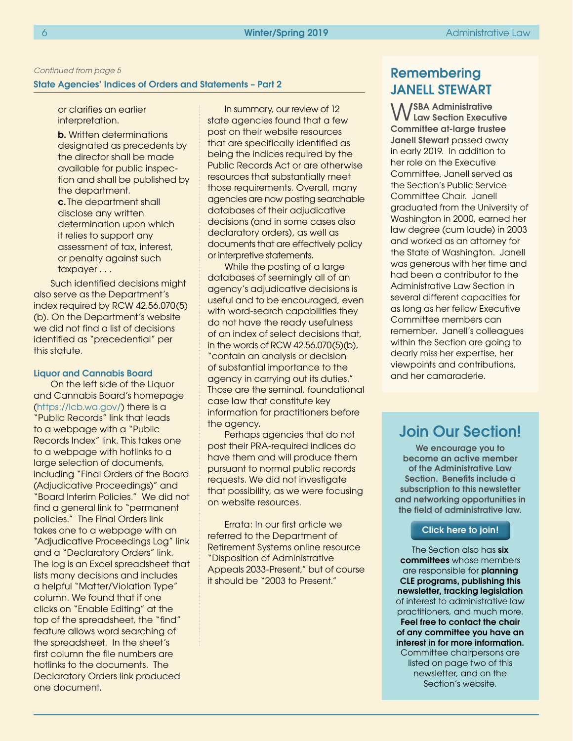*Continued from page 5*

### State Agencies' Indices of Orders and Statements – Part 2

or clarifies an earlier interpretation.

**b.** Written determinations designated as precedents by the director shall be made available for public inspection and shall be published by the department.

**c.** The department shall disclose any written determination upon which it relies to support any assessment of tax, interest, or penalty against such taxpayer . . .

Such identified decisions might also serve as the Department's index required by RCW 42.56.070(5)(b). On the Department's website we did not find a list of decisions identified as "precedential" per this statute.

#### Liquor and Cannabis Board

On the left side of the Liquor and Cannabis Board's homepage (https://lcb.wa.gov/) there is a "Public Records" link that leads to a webpage with a "Public Records Index" link. This takes one to a webpage with hotlinks to a large selection of documents, including "Final Orders of the Board (Adjudicative Proceedings)" and "Board Interim Policies." We did not find a general link to "permanent policies." The Final Orders link takes one to a webpage with an "Adjudicative Proceedings Log" link and a "Declaratory Orders" link. The log is an Excel spreadsheet that lists many decisions and includes a helpful "Matter/Violation Type" column. We found that if one clicks on "Enable Editing" at the top of the spreadsheet, the "find" feature allows word searching of the spreadsheet. In the sheet's first column the file numbers are hotlinks to the documents. The Declaratory Orders link produced one document.

In summary, our review of 12 state agencies found that a few post on their website resources that are specifically identified as being the indices required by the Public Records Act or are otherwise resources that substantially meet those requirements. Overall, many agencies are now posting searchable databases of their adjudicative decisions (and in some cases also declaratory orders), as well as documents that are effectively policy or interpretive statements.

While the posting of a large databases of seemingly all of an agency's adjudicative decisions is useful and to be encouraged, even with word-search capabilities they do not have the ready usefulness of an index of select decisions that, in the words of RCW 42.56.070(5)(b), "contain an analysis or decision of substantial importance to the agency in carrying out its duties." Those are the seminal, foundational case law that constitute key information for practitioners before the agency.

Perhaps agencies that do not post their PRA-required indices do have them and will produce them pursuant to normal public records requests. We did not investigate that possibility, as we were focusing on website resources.

Errata: In our first article we referred to the Department of Retirement Systems online resource "Disposition of Administrative Appeals 2033-Present," but of course it should be "2003 to Present."

## Remembering JANELL STEWART

**WSBA Administrative Law Section Executive Committee at-large trustee Janell Stewart** passed away in early 2019. In addition to her role on the Executive Committee, Janell served as the Section's Public Service Committee Chair. Janell graduated from the University of Washington in 2000, earned her law degree (cum laude) in 2003 and worked as an attorney for the State of Washington. Janell was generous with her time and had been a contributor to the Administrative Law Section in several different capacities for as long as her fellow Executive Committee members can remember. Janell's colleagues within the Section are going to dearly miss her expertise, her viewpoints and contributions, and her camaraderie.

## Join Our Section!

**We encourage you to become an active member of the Administrative Law Section. Benefits include a subscription to this newsletter and networking opportunities in the field of administrative law.**

**Click here to join!**

The Section also has **six committees** whose members are responsible for **planning CLE programs, publishing this newsletter, tracking legislation** of interest to administrative law practitioners, and much more. **Feel free to contact the chair of any committee you have an interest in for more information.** Committee chairpersons are listed on page two of this newsletter, and on the Section's website.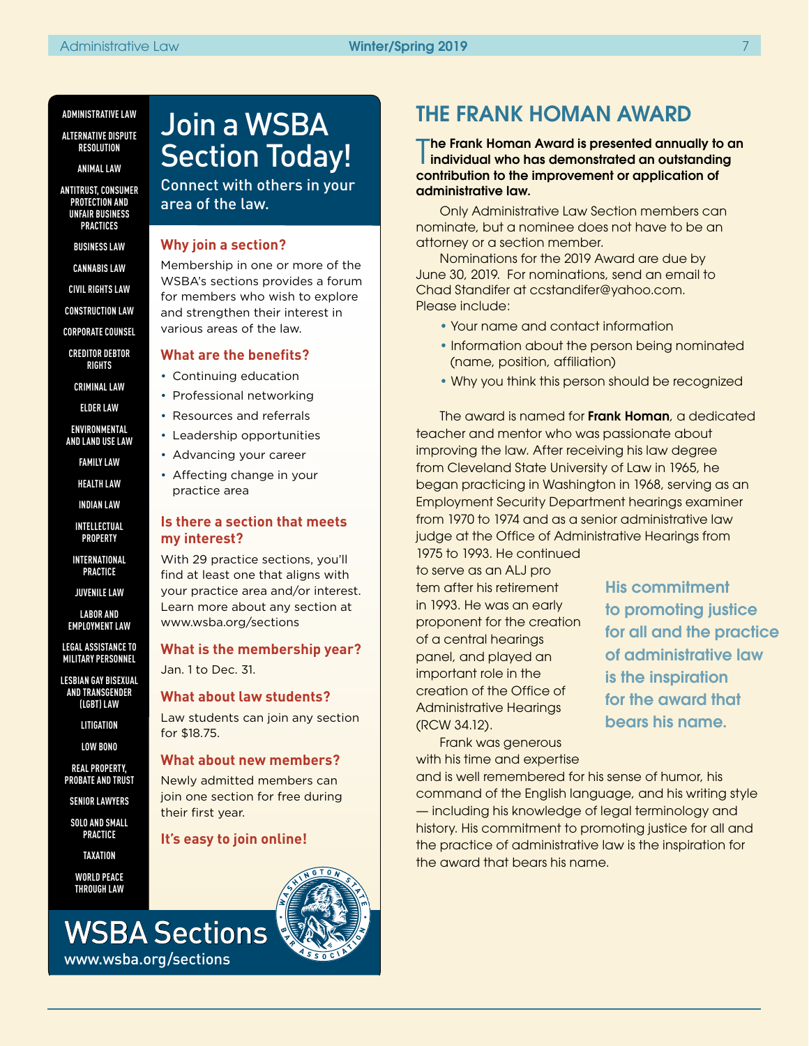ADMINISTRATIVE LAW
ALTERNATIVE DISPUTE RESOLUTION
ANIMAL LAW
ANTITRUST, CONSUMER PROTECTION AND UNFAIR BUSINESS PRACTICES
BUSINESS LAW
CANNABIS LAW
CIVIL RIGHTS LAW
CONSTRUCTION LAW
CORPORATE COUNSEL
CREDITOR DEBTOR RIGHTS
CRIMINAL LAW
ELDER LAW
ENVIRONMENTAL AND LAND USE LAW
FAMILY LAW
HEALTH LAW
INDIAN LAW
INTELLECTUAL PROPERTY
INTERNATIONAL PRACTICE
JUVENILE LAW
LABOR AND EMPLOYMENT LAW
LEGAL ASSISTANCE TO MILITARY PERSONNEL
LESBIAN GAY BISEXUAL AND TRANSGENDER (LGBT) LAW
LITIGATION
LOW BONO
REAL PROPERTY, PROBATE AND TRUST
SENIOR LAWYERS
SOLO AND SMALL PRACTICE
TAXATION
WORLD PEACE THROUGH LAW

# Join a WSBA Section Today!

Connect with others in your area of the law.

### Why join a section?

Membership in one or more of the WSBA's sections provides a forum for members who wish to explore and strengthen their interest in various areas of the law.

### What are the benefits?

- Continuing education
- Professional networking
- Resources and referrals
- Leadership opportunities
- Advancing your career
- Affecting change in your practice area

### Is there a section that meets my interest?

With 29 practice sections, you'll find at least one that aligns with your practice area and/or interest. Learn more about any section at www.wsba.org/sections

### What is the membership year?

Jan. 1 to Dec. 31.

### What about law students?

Law students can join any section for $18.75.

### What about new members?

Newly admitted members can join one section for free during their first year.

**It's easy to join online!**

## WSBA Sections

www.wsba.org/sections

# THE FRANK HOMAN AWARD

**The Frank Homan Award is presented annually to an individual who has demonstrated an outstanding contribution to the improvement or application of administrative law.**

Only Administrative Law Section members can nominate, but a nominee does not have to be an attorney or a section member.

Nominations for the 2019 Award are due by June 30, 2019. For nominations, send an email to Chad Standifer at ccstandifer@yahoo.com. Please include:

- Your name and contact information
- Information about the person being nominated (name, position, affiliation)
- Why you think this person should be recognized

The award is named for **Frank Homan**, a dedicated teacher and mentor who was passionate about improving the law. After receiving his law degree from Cleveland State University of Law in 1965, he began practicing in Washington in 1968, serving as an Employment Security Department hearings examiner from 1970 to 1974 and as a senior administrative law judge at the Office of Administrative Hearings from 1975 to 1993. He continued to serve as an ALJ pro tem after his retirement in 1993. He was an early proponent for the creation of a central hearings panel, and played an important role in the creation of the Office of Administrative Hearings (RCW 34.12).

Frank was generous with his time and expertise and is well remembered for his sense of humor, his command of the English language, and his writing style — including his knowledge of legal terminology and history. His commitment to promoting justice for all and the practice of administrative law is the inspiration for the award that bears his name.

> His commitment to promoting justice for all and the practice of administrative law is the inspiration for the award that bears his name.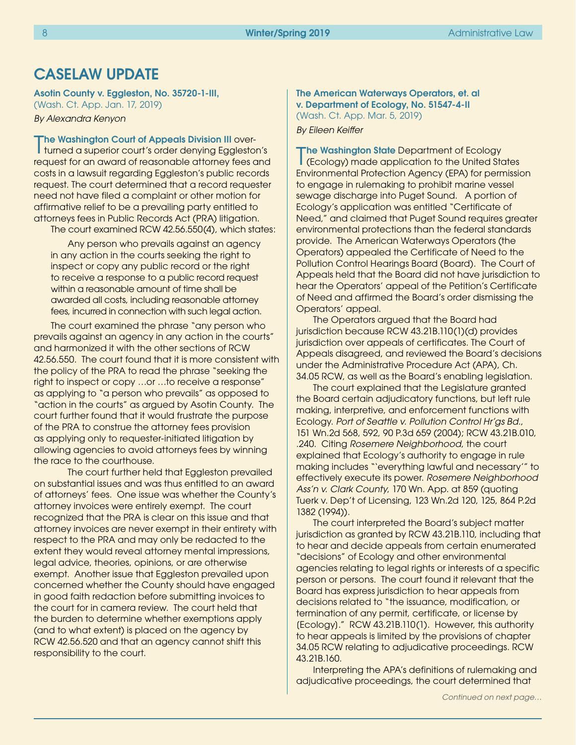## CASELAW UPDATE

**Asotin County v. Eggleston, No. 35720-1-III,**
(Wash. Ct. App. Jan. 17, 2019)

*By Alexandra Kenyon*

**The Washington Court of Appeals Division III** overturned a superior court's order denying Eggleston's request for an award of reasonable attorney fees and costs in a lawsuit regarding Eggleston's public records request. The court determined that a record requester need not have filed a complaint or other motion for affirmative relief to be a prevailing party entitled to attorneys fees in Public Records Act (PRA) litigation.

The court examined RCW 42.56.550(4), which states:

> Any person who prevails against an agency in any action in the courts seeking the right to inspect or copy any public record or the right to receive a response to a public record request within a reasonable amount of time shall be awarded all costs, including reasonable attorney fees, incurred in connection with such legal action.

The court examined the phrase "any person who prevails against an agency in any action in the courts" and harmonized it with the other sections of RCW 42.56.550. The court found that it is more consistent with the policy of the PRA to read the phrase "seeking the right to inspect or copy …or …to receive a response" as applying to "a person who prevails" as opposed to "action in the courts" as argued by Asotin County. The court further found that it would frustrate the purpose of the PRA to construe the attorney fees provision as applying only to requester-initiated litigation by allowing agencies to avoid attorneys fees by winning the race to the courthouse.

The court further held that Eggleston prevailed on substantial issues and was thus entitled to an award of attorneys' fees. One issue was whether the County's attorney invoices were entirely exempt. The court recognized that the PRA is clear on this issue and that attorney invoices are never exempt in their entirety with respect to the PRA and may only be redacted to the extent they would reveal attorney mental impressions, legal advice, theories, opinions, or are otherwise exempt. Another issue that Eggleston prevailed upon concerned whether the County should have engaged in good faith redaction before submitting invoices to the court for in camera review. The court held that the burden to determine whether exemptions apply (and to what extent) is placed on the agency by RCW 42.56.520 and that an agency cannot shift this responsibility to the court.

**The American Waterways Operators, et. al v. Department of Ecology, No. 51547-4-II**
(Wash. Ct. App. Mar. 5, 2019)

*By Eileen Keiffer*

**The Washington State** Department of Ecology (Ecology) made application to the United States Environmental Protection Agency (EPA) for permission to engage in rulemaking to prohibit marine vessel sewage discharge into Puget Sound. A portion of Ecology's application was entitled "Certificate of Need," and claimed that Puget Sound requires greater environmental protections than the federal standards provide. The American Waterways Operators (the Operators) appealed the Certificate of Need to the Pollution Control Hearings Board (Board). The Court of Appeals held that the Board did not have jurisdiction to hear the Operators' appeal of the Petition's Certificate of Need and affirmed the Board's order dismissing the Operators' appeal.

The Operators argued that the Board had jurisdiction because RCW 43.21B.110(1)(d) provides jurisdiction over appeals of certificates. The Court of Appeals disagreed, and reviewed the Board's decisions under the Administrative Procedure Act (APA), Ch. 34.05 RCW, as well as the Board's enabling legislation.

The court explained that the Legislature granted the Board certain adjudicatory functions, but left rule making, interpretive, and enforcement functions with Ecology. *Port of Seattle v. Pollution Control Hr'gs Bd.*, 151 Wn.2d 568, 592, 90 P.3d 659 (2004); RCW 43.21B.010, .240. Citing *Rosemere Neighborhood*, the court explained that Ecology's authority to engage in rule making includes "'everything lawful and necessary'" to effectively execute its power. *Rosemere Neighborhood Ass'n v. Clark County*, 170 Wn. App. at 859 (quoting Tuerk v. Dep't of Licensing, 123 Wn.2d 120, 125, 864 P.2d 1382 (1994)).

The court interpreted the Board's subject matter jurisdiction as granted by RCW 43.21B.110, including that to hear and decide appeals from certain enumerated "decisions" of Ecology and other environmental agencies relating to legal rights or interests of a specific person or persons. The court found it relevant that the Board has express jurisdiction to hear appeals from decisions related to "the issuance, modification, or termination of any permit, certificate, or license by (Ecology)." RCW 43.21B.110(1). However, this authority to hear appeals is limited by the provisions of chapter 34.05 RCW relating to adjudicative proceedings. RCW 43.21B.160.

Interpreting the APA's definitions of rulemaking and adjudicative proceedings, the court determined that

*Continued on next page…*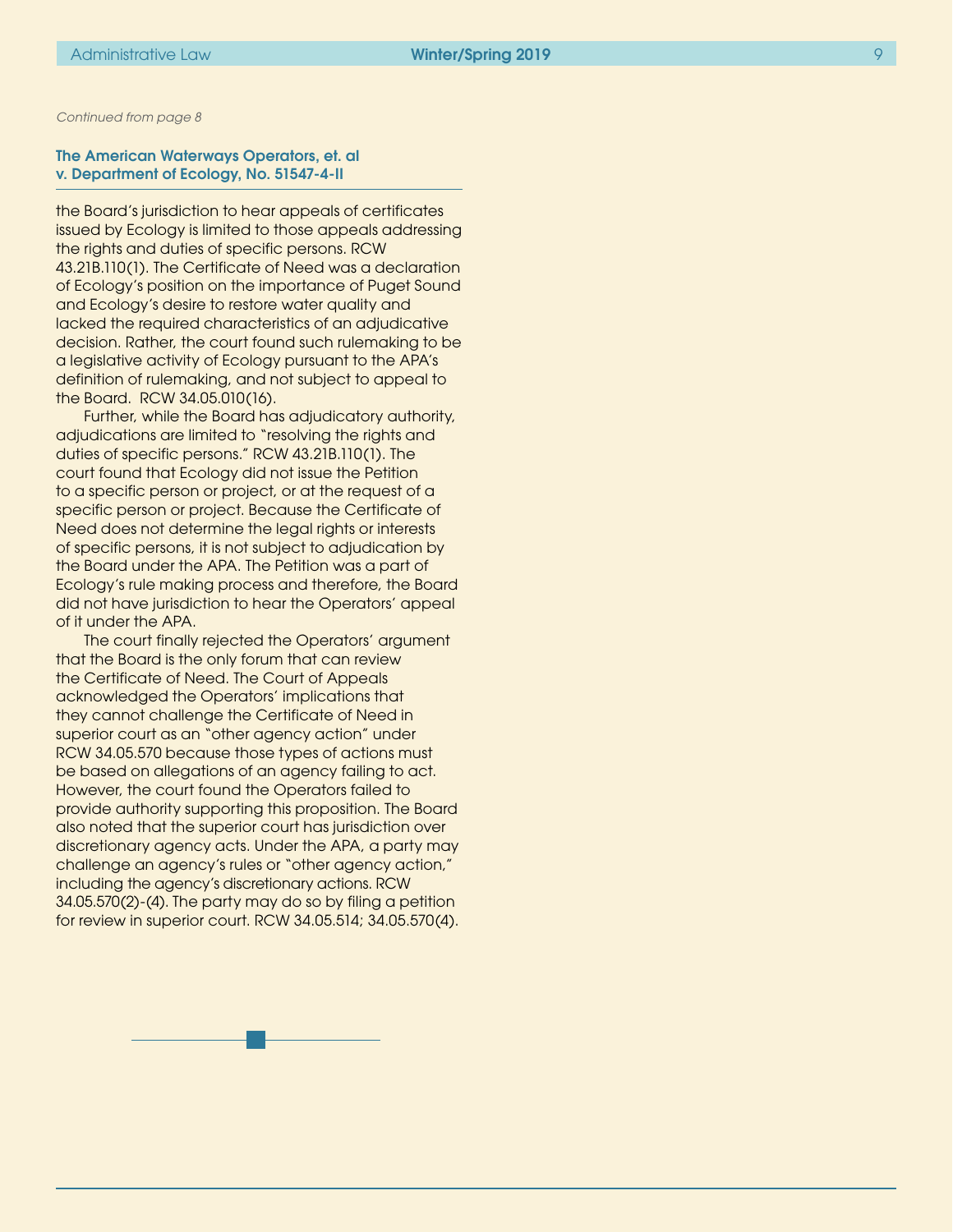*Continued from page 8*

### The American Waterways Operators, et. al v. Department of Ecology, No. 51547-4-II

the Board's jurisdiction to hear appeals of certificates issued by Ecology is limited to those appeals addressing the rights and duties of specific persons. RCW 43.21B.110(1). The Certificate of Need was a declaration of Ecology's position on the importance of Puget Sound and Ecology's desire to restore water quality and lacked the required characteristics of an adjudicative decision. Rather, the court found such rulemaking to be a legislative activity of Ecology pursuant to the APA's definition of rulemaking, and not subject to appeal to the Board. RCW 34.05.010(16).

Further, while the Board has adjudicatory authority, adjudications are limited to "resolving the rights and duties of specific persons." RCW 43.21B.110(1). The court found that Ecology did not issue the Petition to a specific person or project, or at the request of a specific person or project. Because the Certificate of Need does not determine the legal rights or interests of specific persons, it is not subject to adjudication by the Board under the APA. The Petition was a part of Ecology's rule making process and therefore, the Board did not have jurisdiction to hear the Operators' appeal of it under the APA.

The court finally rejected the Operators' argument that the Board is the only forum that can review the Certificate of Need. The Court of Appeals acknowledged the Operators' implications that they cannot challenge the Certificate of Need in superior court as an "other agency action" under RCW 34.05.570 because those types of actions must be based on allegations of an agency failing to act. However, the court found the Operators failed to provide authority supporting this proposition. The Board also noted that the superior court has jurisdiction over discretionary agency acts. Under the APA, a party may challenge an agency's rules or "other agency action," including the agency's discretionary actions. RCW 34.05.570(2)-(4). The party may do so by filing a petition for review in superior court. RCW 34.05.514; 34.05.570(4).